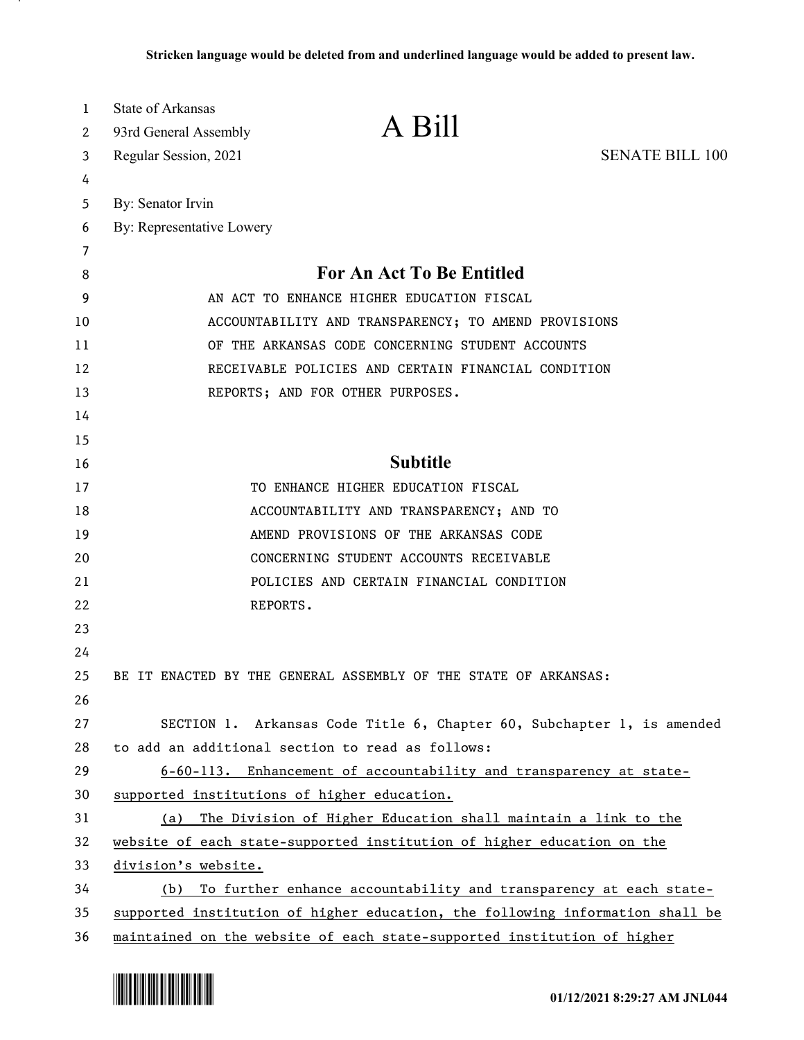**Stricken language would be deleted from and underlined language would be added to present law.**

State of Arkansas
93rd General Assembly
Regular Session, 2021

# A Bill

SENATE BILL 100

By: Senator Irvin
By: Representative Lowery

## For An Act To Be Entitled

AN ACT TO ENHANCE HIGHER EDUCATION FISCAL ACCOUNTABILITY AND TRANSPARENCY; TO AMEND PROVISIONS OF THE ARKANSAS CODE CONCERNING STUDENT ACCOUNTS RECEIVABLE POLICIES AND CERTAIN FINANCIAL CONDITION REPORTS; AND FOR OTHER PURPOSES.

## Subtitle

TO ENHANCE HIGHER EDUCATION FISCAL ACCOUNTABILITY AND TRANSPARENCY; AND TO AMEND PROVISIONS OF THE ARKANSAS CODE CONCERNING STUDENT ACCOUNTS RECEIVABLE POLICIES AND CERTAIN FINANCIAL CONDITION REPORTS.

BE IT ENACTED BY THE GENERAL ASSEMBLY OF THE STATE OF ARKANSAS:

SECTION 1. Arkansas Code Title 6, Chapter 60, Subchapter 1, is amended to add an additional section to read as follows:

6-60-113. Enhancement of accountability and transparency at state-supported institutions of higher education.

(a) The Division of Higher Education shall maintain a link to the website of each state-supported institution of higher education on the division's website.

(b) To further enhance accountability and transparency at each state-supported institution of higher education, the following information shall be maintained on the website of each state-supported institution of higher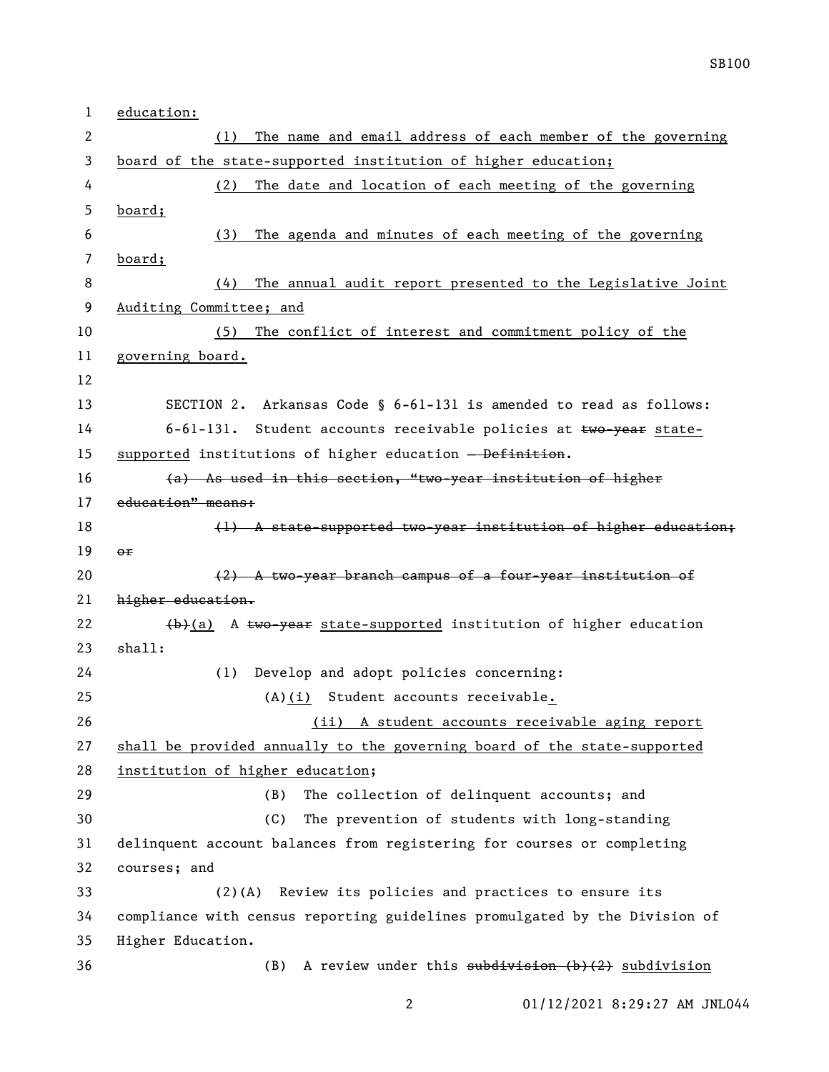education:

(1) The name and email address of each member of the governing board of the state-supported institution of higher education;

(2) The date and location of each meeting of the governing board;

(3) The agenda and minutes of each meeting of the governing board;

(4) The annual audit report presented to the Legislative Joint Auditing Committee; and

(5) The conflict of interest and commitment policy of the governing board.

SECTION 2. Arkansas Code § 6-61-131 is amended to read as follows:

6-61-131. Student accounts receivable policies at ~~two-year~~ state-supported institutions of higher education ~~— Definition~~.

~~(a) As used in this section, "two-year institution of higher education" means:~~

~~(1) A state-supported two-year institution of higher education; or~~

~~(2) A two-year branch campus of a four-year institution of higher education.~~

~~(b)~~(a) A ~~two-year~~ state-supported institution of higher education shall:

(1) Develop and adopt policies concerning:

(A)(i) Student accounts receivable.

(ii) A student accounts receivable aging report shall be provided annually to the governing board of the state-supported institution of higher education;

(B) The collection of delinquent accounts; and

(C) The prevention of students with long-standing delinquent account balances from registering for courses or completing courses; and

(2)(A) Review its policies and practices to ensure its compliance with census reporting guidelines promulgated by the Division of Higher Education.

(B) A review under this ~~subdivision (b)(2)~~ subdivision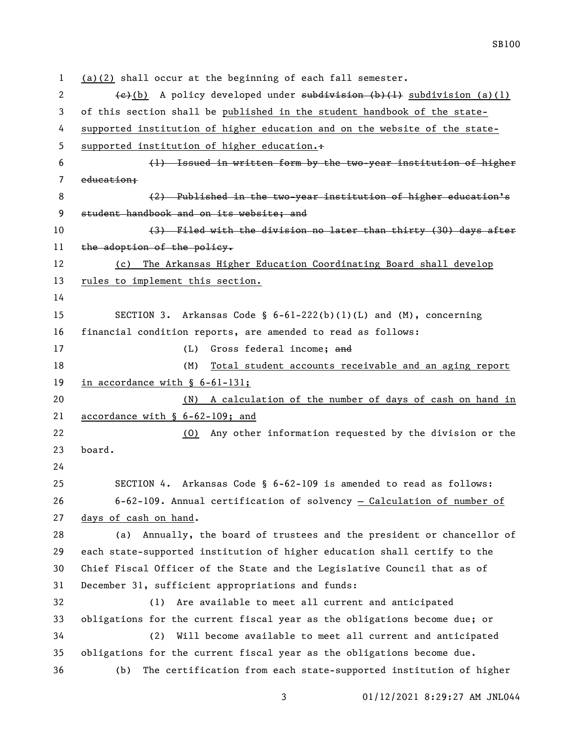(a)(2) shall occur at the beginning of each fall semester.

~~(c)~~(b) A policy developed under ~~subdivision (b)(1)~~ subdivision (a)(1) of this section shall be published in the student handbook of the state-supported institution of higher education and on the website of the state-supported institution of higher education.~~:~~

~~(1) Issued in written form by the two-year institution of higher education;~~

~~(2) Published in the two-year institution of higher education's student handbook and on its website; and~~

~~(3) Filed with the division no later than thirty (30) days after the adoption of the policy.~~

(c) The Arkansas Higher Education Coordinating Board shall develop rules to implement this section.

SECTION 3. Arkansas Code § 6-61-222(b)(1)(L) and (M), concerning financial condition reports, are amended to read as follows:

(L) Gross federal income; ~~and~~

(M) Total student accounts receivable and an aging report in accordance with § 6-61-131;

(N) A calculation of the number of days of cash on hand in accordance with § 6-62-109; and

(O) Any other information requested by the division or the board.

SECTION 4. Arkansas Code § 6-62-109 is amended to read as follows:

6-62-109. Annual certification of solvency — Calculation of number of days of cash on hand.

(a) Annually, the board of trustees and the president or chancellor of each state-supported institution of higher education shall certify to the Chief Fiscal Officer of the State and the Legislative Council that as of December 31, sufficient appropriations and funds:

(1) Are available to meet all current and anticipated obligations for the current fiscal year as the obligations become due; or

(2) Will become available to meet all current and anticipated obligations for the current fiscal year as the obligations become due.

(b) The certification from each state-supported institution of higher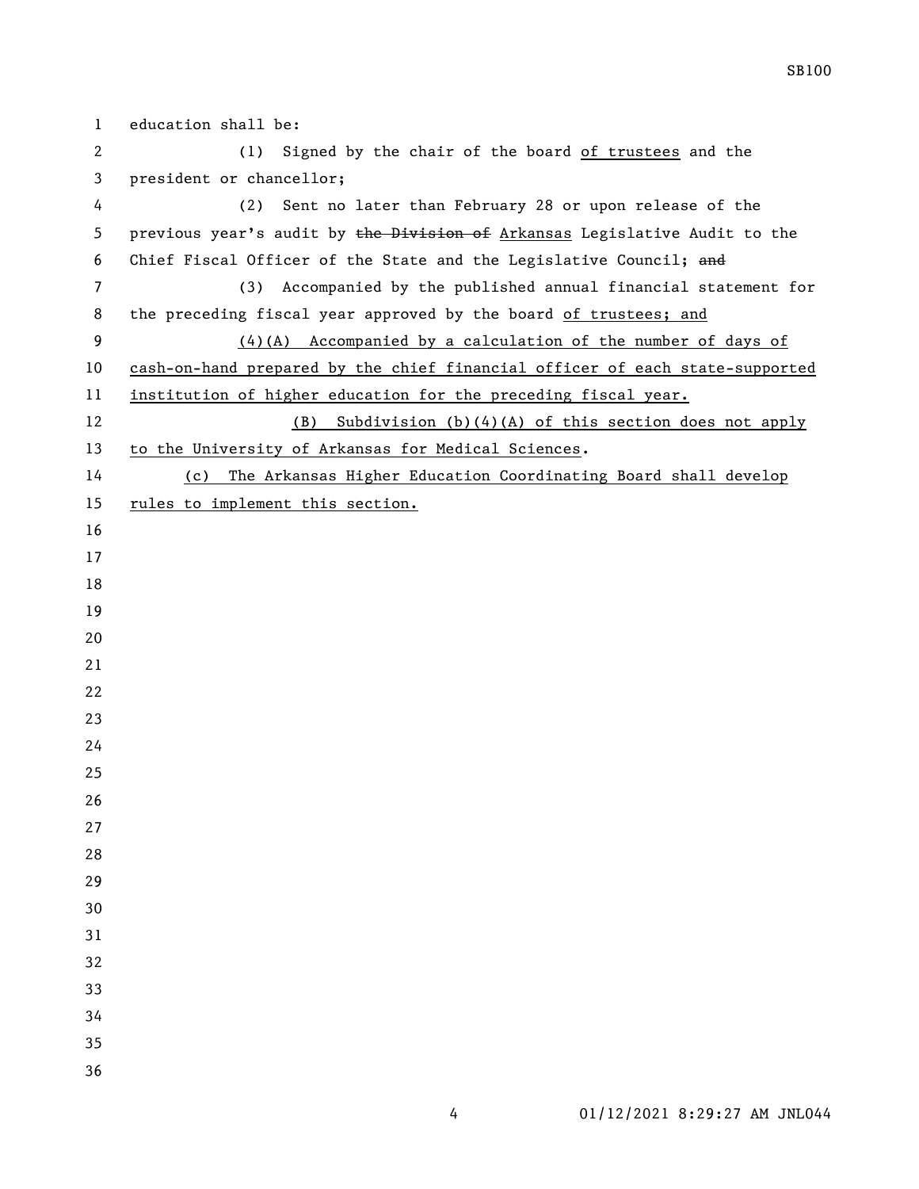education shall be:

(1) Signed by the chair of the board <u>of trustees</u> and the president or chancellor;

(2) Sent no later than February 28 or upon release of the previous year's audit by ~~the Division of~~ <u>Arkansas</u> Legislative Audit to the Chief Fiscal Officer of the State and the Legislative Council; ~~and~~

(3) Accompanied by the published annual financial statement for the preceding fiscal year approved by the board <u>of trustees; and</u>

<u>(4)(A) Accompanied by a calculation of the number of days of cash-on-hand prepared by the chief financial officer of each state-supported institution of higher education for the preceding fiscal year.</u>

<u>(B) Subdivision (b)(4)(A) of this section does not apply to the University of Arkansas for Medical Sciences</u>.

<u>(c) The Arkansas Higher Education Coordinating Board shall develop rules to implement this section.</u>